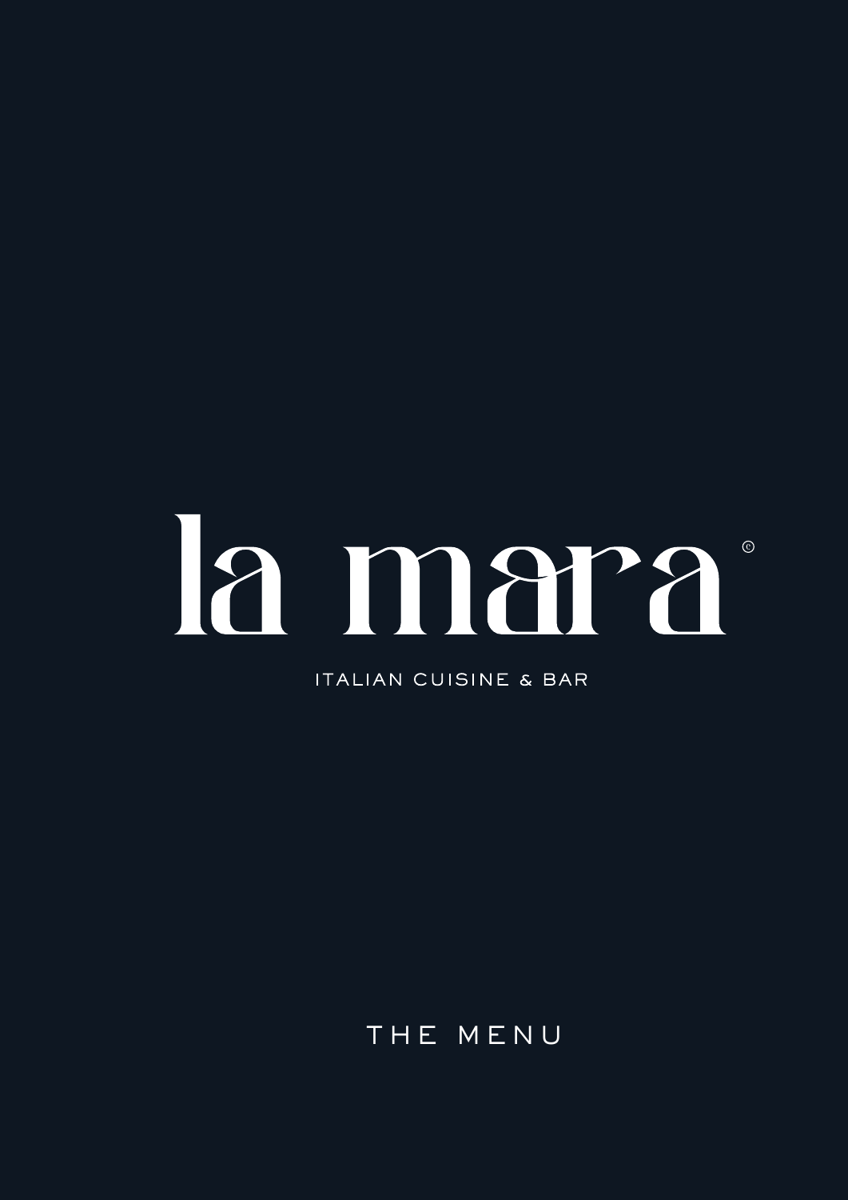# la mara©

ITALIAN CUISINE & BAR

THE MENU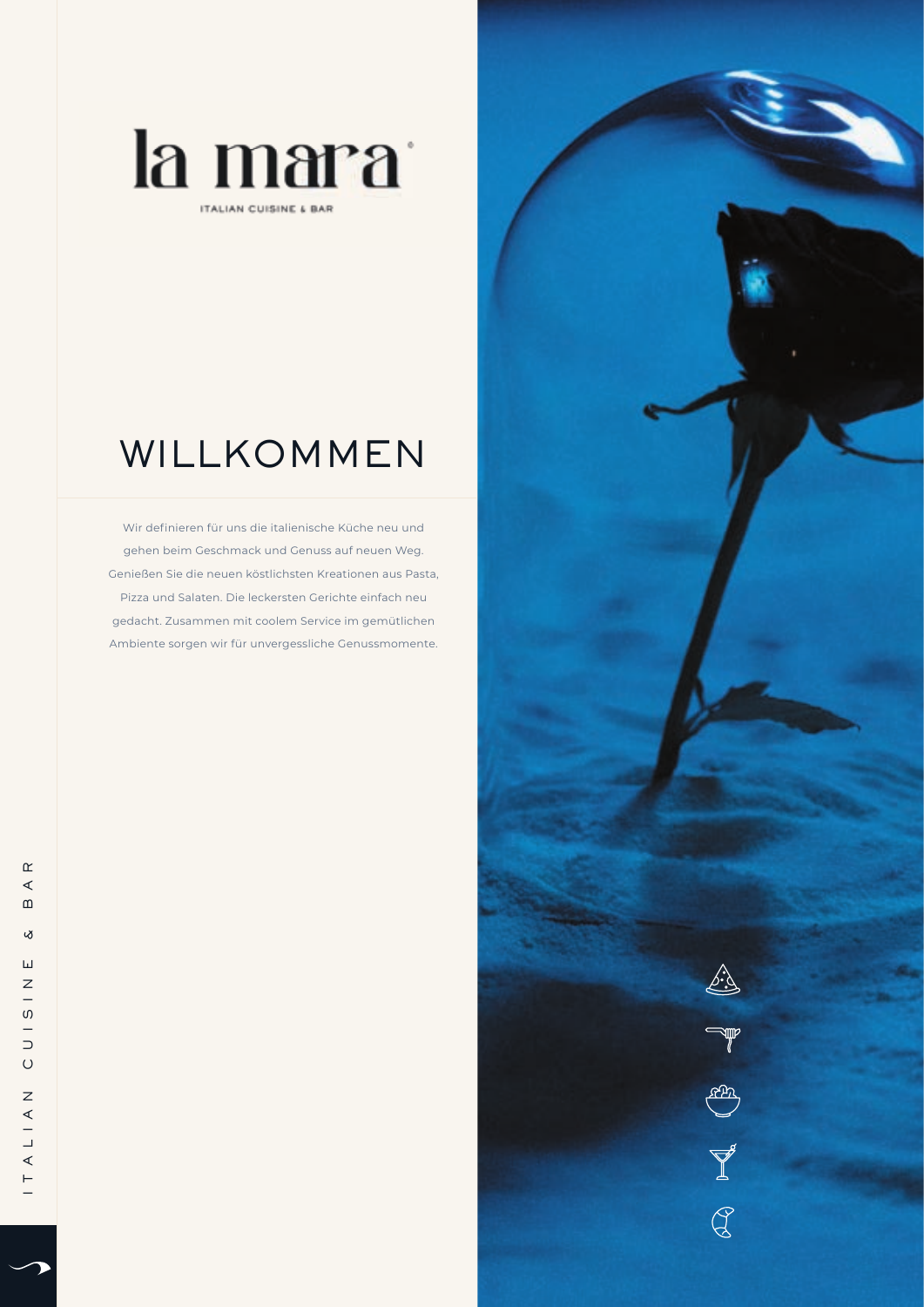la mara

ITALIAN CUISINE & BAR

# WILLKOMMEN

Wir definieren für uns die italienische Küche neu und gehen beim Geschmack und Genuss auf neuen Weg. Genießen Sie die neuen köstlichsten Kreationen aus Pasta, Pizza und Salaten. Die leckersten Gerichte einfach neu gedacht. Zusammen mit coolem Service im gemütlichen Ambiente sorgen wir für unvergessliche Genussmomente.

ITALIAN CUISINE & BAR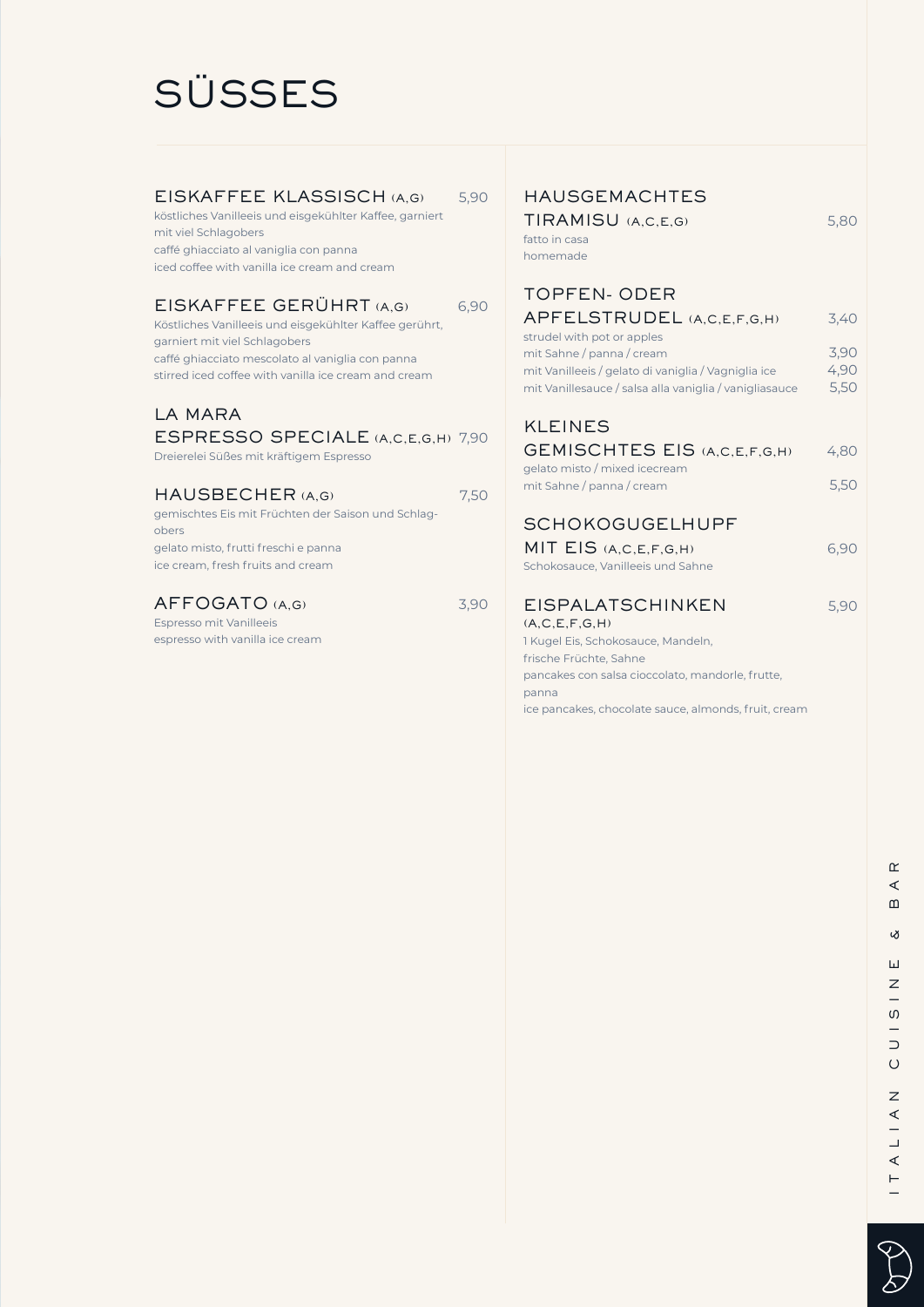# SÜSSES

### EISKAFFEE KLASSISCH (A,G) 5,90

köstliches Vanilleeis und eisgekühlter Kaffee, garniert mit viel Schlagobers
caffé ghiacciato al vaniglia con panna
iced coffee with vanilla ice cream and cream

### EISKAFFEE GERÜHRT (A,G) 6,90

Köstliches Vanilleeis und eisgekühlter Kaffee gerührt, garniert mit viel Schlagobers
caffé ghiacciato mescolato al vaniglia con panna
stirred iced coffee with vanilla ice cream and cream

### LA MARA ESPRESSO SPECIALE (A,C,E,G,H) 7,90

Dreierelei Süßes mit kräftigem Espresso

### HAUSBECHER (A,G) 7,50

gemischtes Eis mit Früchten der Saison und Schlagobers
gelato misto, frutti freschi e panna
ice cream, fresh fruits and cream

### AFFOGATO (A,G) 3,90

Espresso mit Vanilleeis
espresso with vanilla ice cream

### HAUSGEMACHTES TIRAMISU (A,C,E,G) 5,80

fatto in casa
homemade

### TOPFEN- ODER APFELSTRUDEL (A,C,E,F,G,H) 3,40

strudel with pot or apples
mit Sahne / panna / cream 3,90
mit Vanilleeis / gelato di vaniglia / Vagniglia ice 4,90
mit Vanillesauce / salsa alla vaniglia / vanigliasauce 5,50

### KLEINES GEMISCHTES EIS (A,C,E,F,G,H) 4,80

gelato misto / mixed icecream
mit Sahne / panna / cream 5,50

### SCHOKOGUGELHUPF MIT EIS (A,C,E,F,G,H) 6,90

Schokosauce, Vanilleeis und Sahne

### EISPALATSCHINKEN (A,C,E,F,G,H) 5,90

1 Kugel Eis, Schokosauce, Mandeln, frische Früchte, Sahne
pancakes con salsa cioccolato, mandorle, frutte, panna
ice pancakes, chocolate sauce, almonds, fruit, cream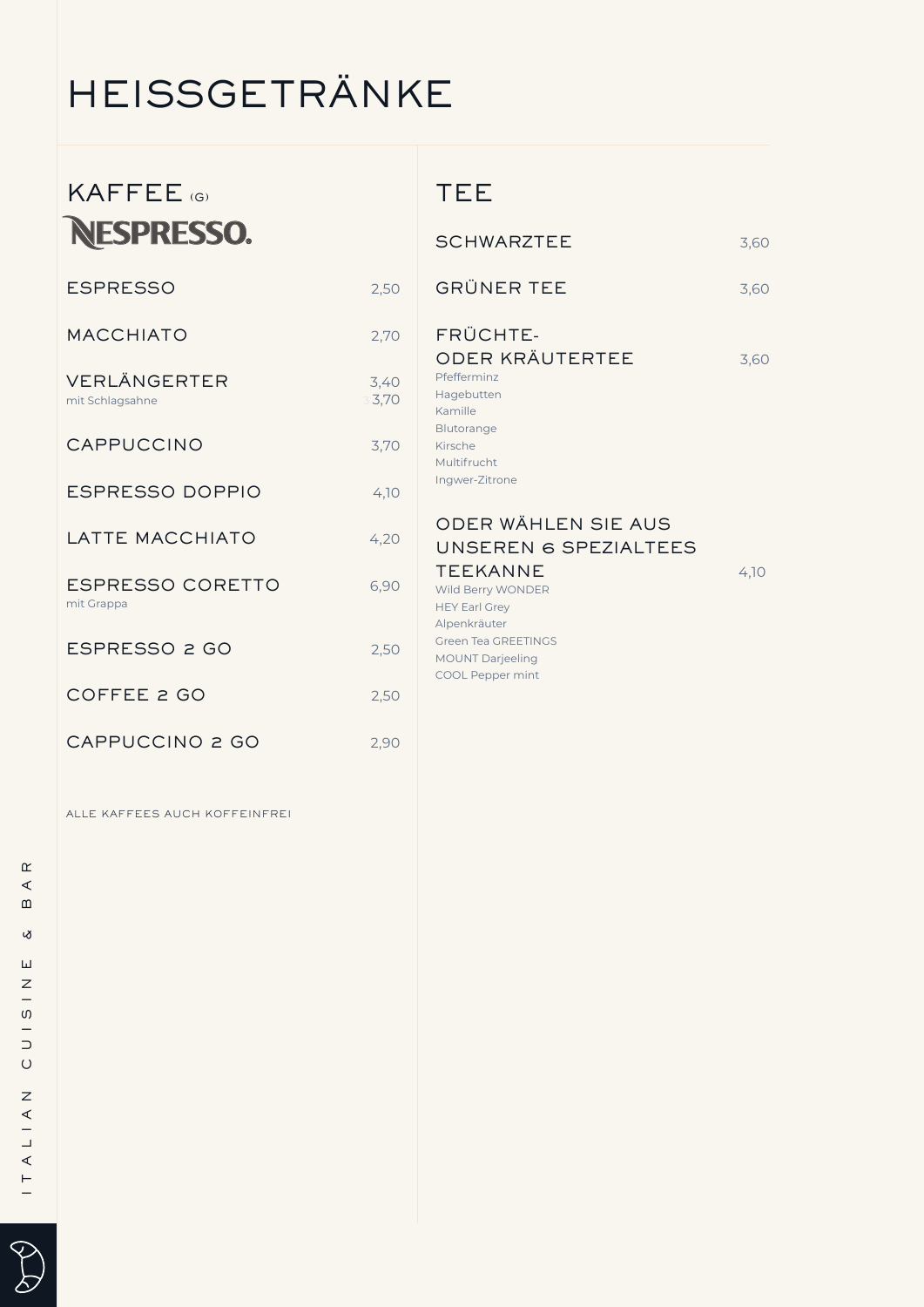# HEISSGETRÄNKE

## KAFFEE (G)

NESPRESSO.

| | |
|---|---|
| ESPRESSO | 2,50 |
| MACCHIATO | 2,70 |
| VERLÄNGERTER | 3,40 |
| mit Schlagsahne | 3,70 |
| CAPPUCCINO | 3,70 |
| ESPRESSO DOPPIO | 4,10 |
| LATTE MACCHIATO | 4,20 |
| ESPRESSO CORETTO mit Grappa | 6,90 |
| ESPRESSO 2 GO | 2,50 |
| COFFEE 2 GO | 2,50 |
| CAPPUCCINO 2 GO | 2,90 |

ALLE KAFFEES AUCH KOFFEINFREI

## TEE

| | |
|---|---|
| SCHWARZTEE | 3,60 |
| GRÜNER TEE | 3,60 |
| FRÜCHTE- ODER KRÄUTERTEE | 3,60 |

Pfefferminz
Hagebutten
Kamille
Blutorange
Kirsche
Multifrucht
Ingwer-Zitrone

ODER WÄHLEN SIE AUS UNSEREN 6 SPEZIALTEES

| | |
|---|---|
| TEEKANNE | 4,10 |

Wild Berry WONDER
HEY Earl Grey
Alpenkräuter
Green Tea GREETINGS
MOUNT Darjeeling
COOL Pepper mint

ITALIAN CUISINE & BAR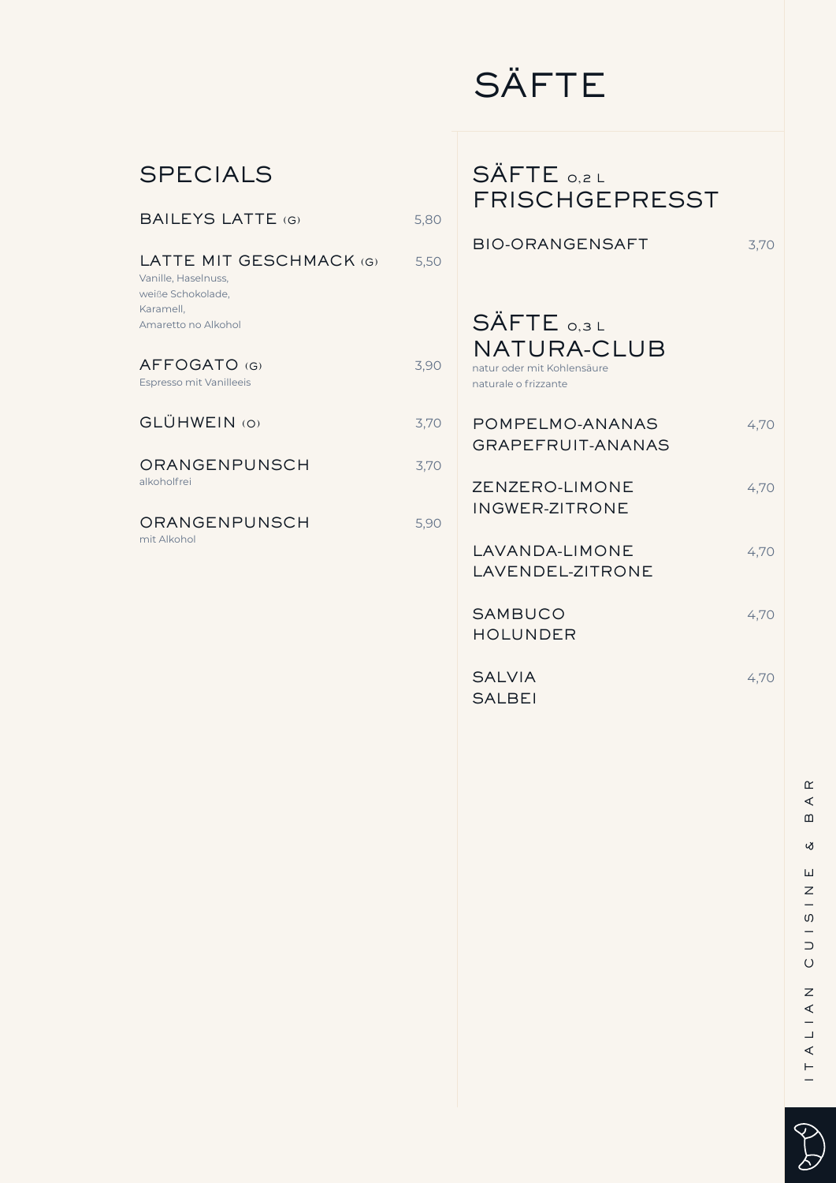# SÄFTE

## SPECIALS

**BAILEYS LATTE** (G) — 5,80

**LATTE MIT GESCHMACK** (G) — 5,50
Vanille, Haselnuss,
weiße Schokolade,
Karamell,
Amaretto no Alkohol

**AFFOGATO** (G) — 3,90
Espresso mit Vanilleeis

**GLÜHWEIN** (O) — 3,70

**ORANGENPUNSCH** — 3,70
alkoholfrei

**ORANGENPUNSCH** — 5,90
mit Alkohol

## SÄFTE 0,2 L FRISCHGEPRESST

**BIO-ORANGENSAFT** — 3,70

## SÄFTE 0,3 L NATURA-CLUB

natur oder mit Kohlensäure
naturale o frizzante

**POMPELMO-ANANAS**
**GRAPEFRUIT-ANANAS** — 4,70

**ZENZERO-LIMONE**
**INGWER-ZITRONE** — 4,70

**LAVANDA-LIMONE**
**LAVENDEL-ZITRONE** — 4,70

**SAMBUCO**
**HOLUNDER** — 4,70

**SALVIA**
**SALBEI** — 4,70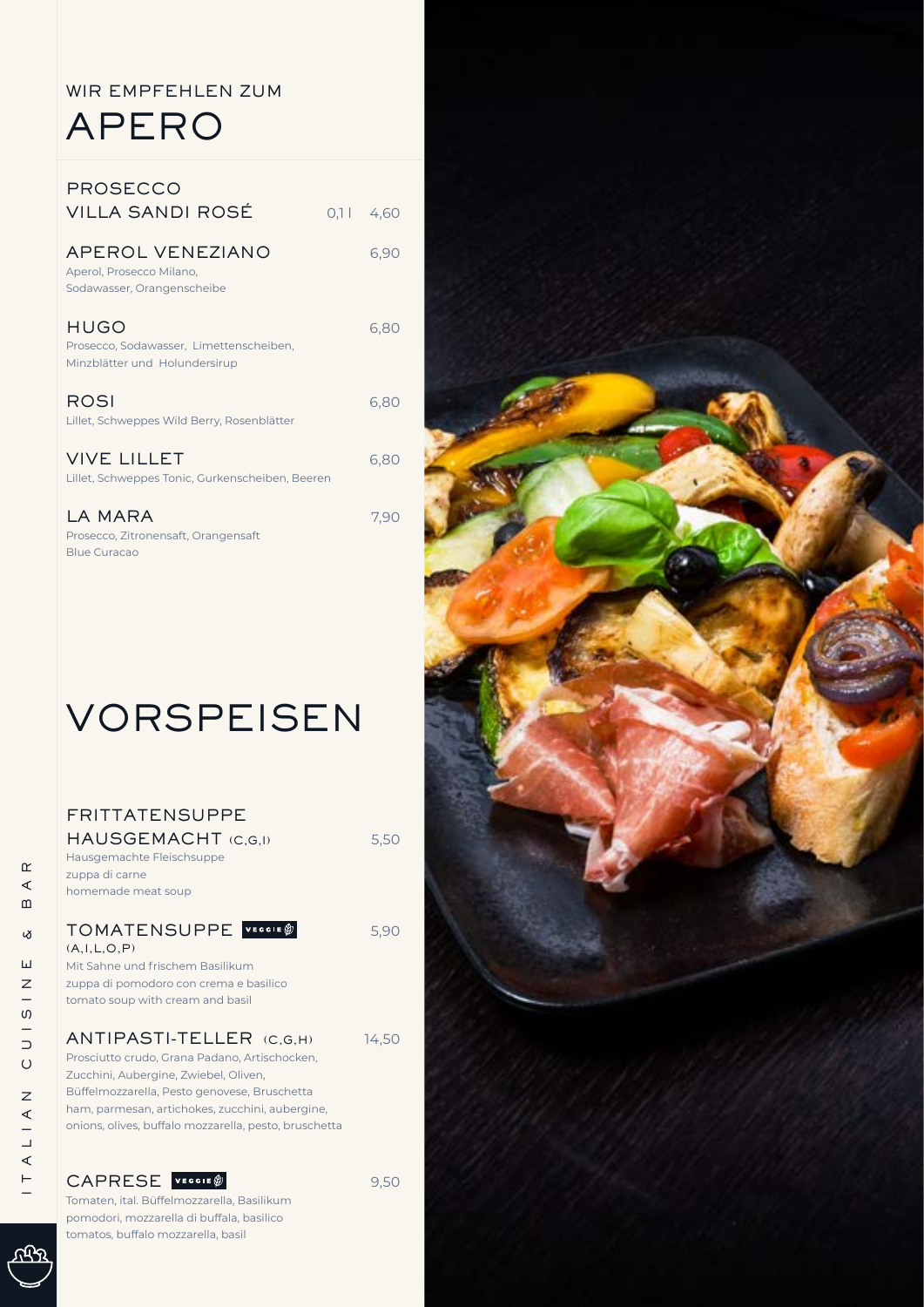WIR EMPFEHLEN ZUM

# APERO

### PROSECCO VILLA SANDI ROSÉ — 0,1 l 4,60

### APEROL VENEZIANO — 6,90
Aperol, Prosecco Milano, Sodawasser, Orangenscheibe

### HUGO — 6,80
Prosecco, Sodawasser, Limettenscheiben, Minzblätter und Holundersirup

### ROSI — 6,80
Lillet, Schweppes Wild Berry, Rosenblätter

### VIVE LILLET — 6,80
Lillet, Schweppes Tonic, Gurkenscheiben, Beeren

### LA MARA — 7,90
Prosecco, Zitronensaft, Orangensaft
Blue Curacao

# VORSPEISEN

### FRITTATENSUPPE HAUSGEMACHT (C,G,I) — 5,50
Hausgemachte Fleischsuppe
zuppa di carne
homemade meat soup

### TOMATENSUPPE VEGGIE (A,I,L,O,P) — 5,90
Mit Sahne und frischem Basilikum
zuppa di pomodoro con crema e basilico
tomato soup with cream and basil

### ANTIPASTI-TELLER (C,G,H) — 14,50
Prosciutto crudo, Grana Padano, Artischocken, Zucchini, Aubergine, Zwiebel, Oliven, Büffelmozzarella, Pesto genovese, Bruschetta
ham, parmesan, artichokes, zucchini, aubergine, onions, olives, buffalo mozzarella, pesto, bruschetta

### CAPRESE VEGGIE — 9,50
Tomaten, ital. Büffelmozzarella, Basilikum
pomodori, mozzarella di buffala, basilico
tomatos, buffalo mozzarella, basil

ITALIAN CUISINE & BAR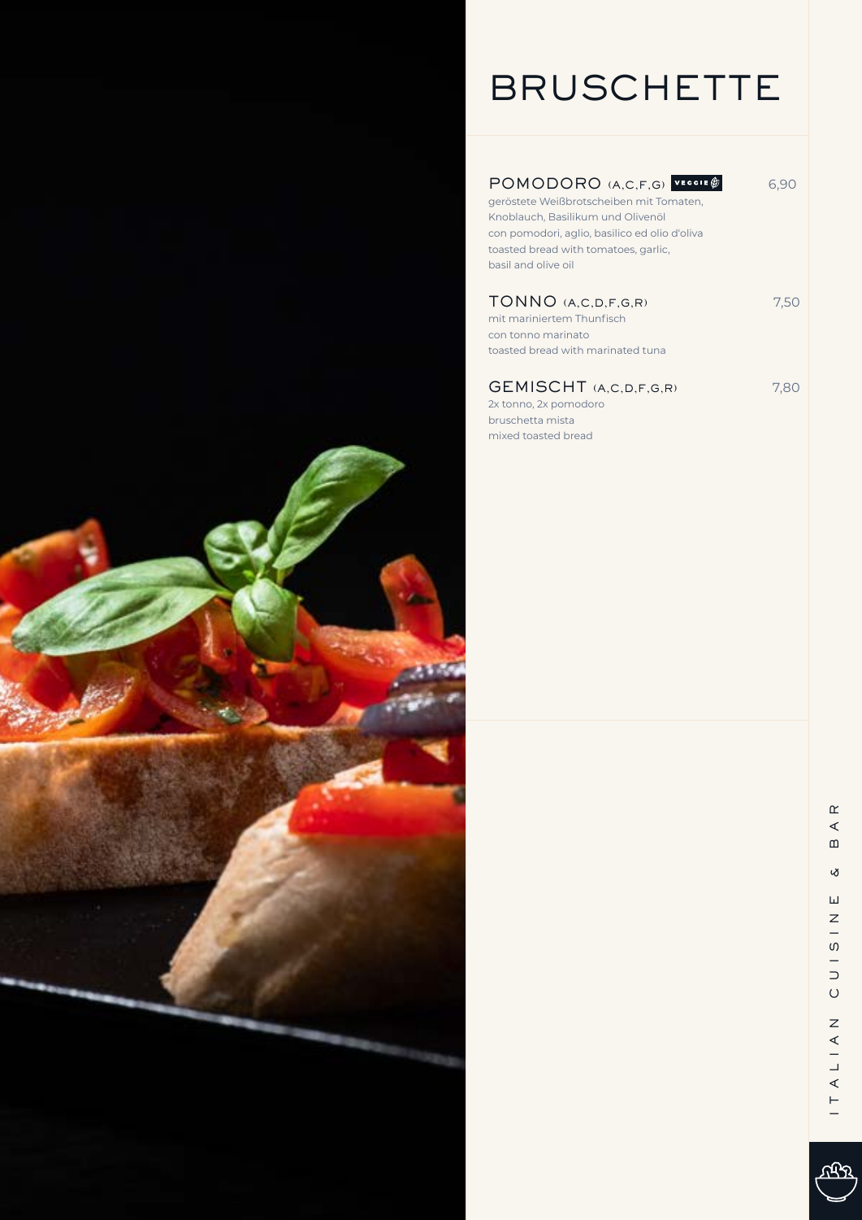# BRUSCHETTE

### POMODORO (A,C,F,G) VEGGIE — 6,90

geröstete Weißbrotscheiben mit Tomaten, Knoblauch, Basilikum und Olivenöl
con pomodori, aglio, basilico ed olio d'oliva
toasted bread with tomatoes, garlic, basil and olive oil

### TONNO (A,C,D,F,G,R) — 7,50

mit mariniertem Thunfisch
con tonno marinato
toasted bread with marinated tuna

### GEMISCHT (A,C,D,F,G,R) — 7,80

2x tonno, 2x pomodoro
bruschetta mista
mixed toasted bread

ITALIAN CUISINE & BAR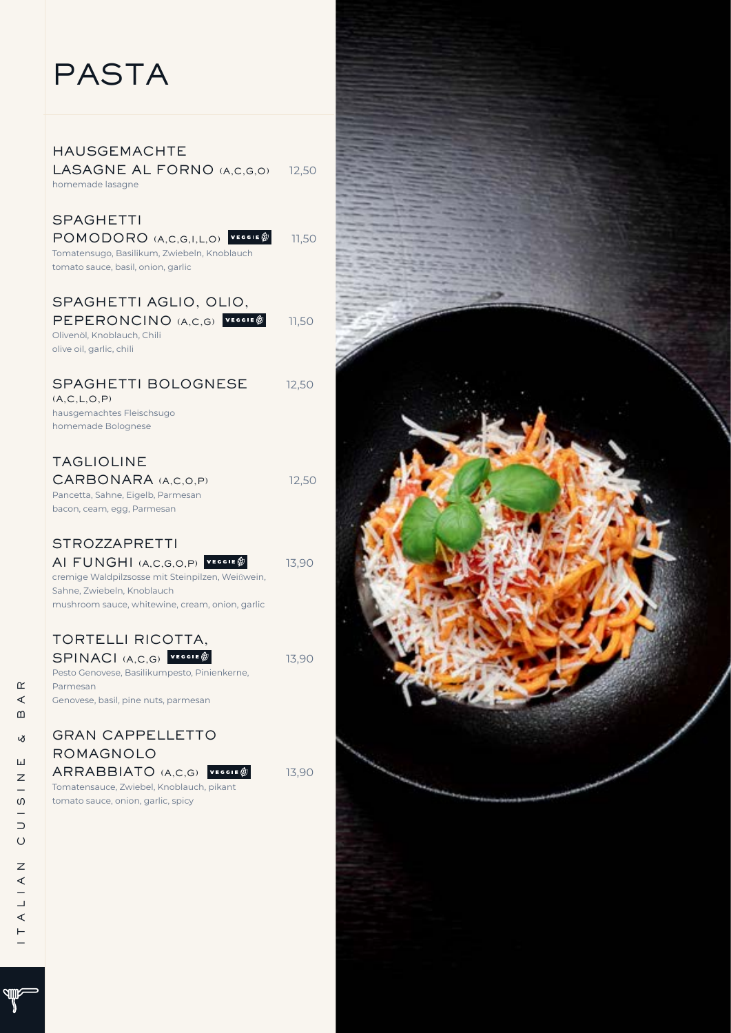# PASTA

## HAUSGEMACHTE LASAGNE AL FORNO (A,C,G,O) — 12,50

homemade lasagne

## SPAGHETTI POMODORO (A,C,G,I,L,O) VEGGIE — 11,50

Tomatensugo, Basilikum, Zwiebeln, Knoblauch
tomato sauce, basil, onion, garlic

## SPAGHETTI AGLIO, OLIO, PEPERONCINO (A,C,G) VEGGIE — 11,50

Olivenöl, Knoblauch, Chili
olive oil, garlic, chili

## SPAGHETTI BOLOGNESE (A,C,L,O,P) — 12,50

hausgemachtes Fleischsugo
homemade Bolognese

## TAGLIOLINE CARBONARA (A,C,O,P) — 12,50

Pancetta, Sahne, Eigelb, Parmesan
bacon, ceam, egg, Parmesan

## STROZZAPRETTI AI FUNGHI (A,C,G,O,P) VEGGIE — 13,90

cremige Waldpilzsosse mit Steinpilzen, Weißwein, Sahne, Zwiebeln, Knoblauch
mushroom sauce, whitewine, cream, onion, garlic

## TORTELLI RICOTTA, SPINACI (A,C,G) VEGGIE — 13,90

Pesto Genovese, Basilikumpesto, Pinienkerne, Parmesan
Genovese, basil, pine nuts, parmesan

## GRAN CAPPELLETTO ROMAGNOLO ARRABBIATO (A,C,G) VEGGIE — 13,90

Tomatensauce, Zwiebel, Knoblauch, pikant
tomato sauce, onion, garlic, spicy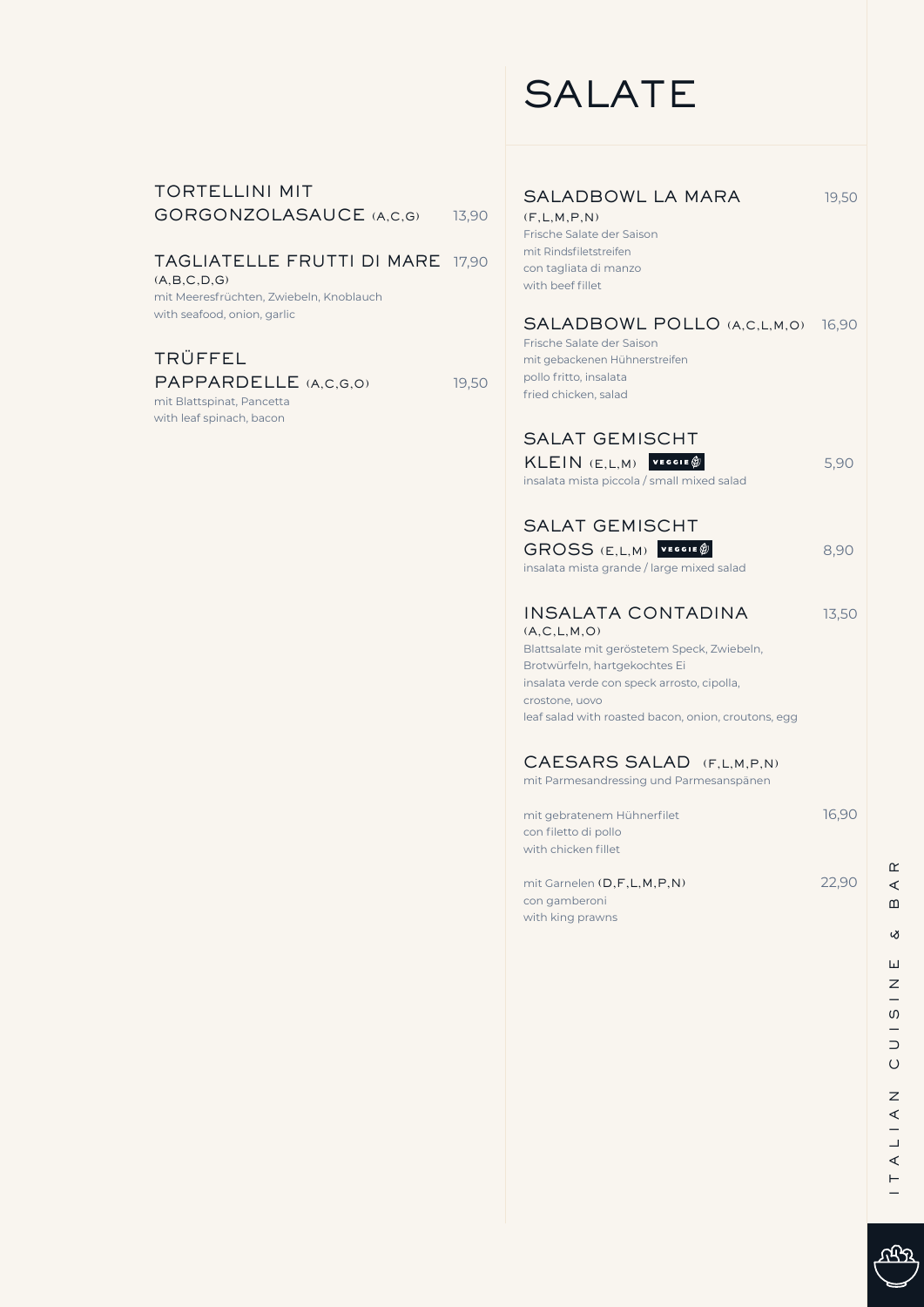### TORTELLINI MIT GORGONZOLASAUCE (A,C,G) 13,90

### TAGLIATELLE FRUTTI DI MARE 17,90
(A,B,C,D,G)
mit Meeresfrüchten, Zwiebeln, Knoblauch
with seafood, onion, garlic

### TRÜFFEL PAPPARDELLE (A,C,G,O) 19,50
mit Blattspinat, Pancetta
with leaf spinach, bacon

# SALATE

### SALADBOWL LA MARA 19,50
(F,L,M,P,N)
Frische Salate der Saison
mit Rindsfiletstreifen
con tagliata di manzo
with beef fillet

### SALADBOWL POLLO (A,C,L,M,O) 16,90
Frische Salate der Saison
mit gebackenen Hühnerstreifen
pollo fritto, insalata
fried chicken, salad

### SALAT GEMISCHT KLEIN (E,L,M) VEGGIE 5,90
insalata mista piccola / small mixed salad

### SALAT GEMISCHT GROSS (E,L,M) VEGGIE 8,90
insalata mista grande / large mixed salad

### INSALATA CONTADINA 13,50
(A,C,L,M,O)
Blattsalate mit geröstetem Speck, Zwiebeln, Brotwürfeln, hartgekochtes Ei
insalata verde con speck arrosto, cipolla, crostone, uovo
leaf salad with roasted bacon, onion, croutons, egg

### CAESARS SALAD (F,L,M,P,N)
mit Parmesandressing und Parmesanspänen

mit gebratenem Hühnerfilet 16,90
con filetto di pollo
with chicken fillet

mit Garnelen (D,F,L,M,P,N) 22,90
con gamberoni
with king prawns

ITALIAN CUISINE & BAR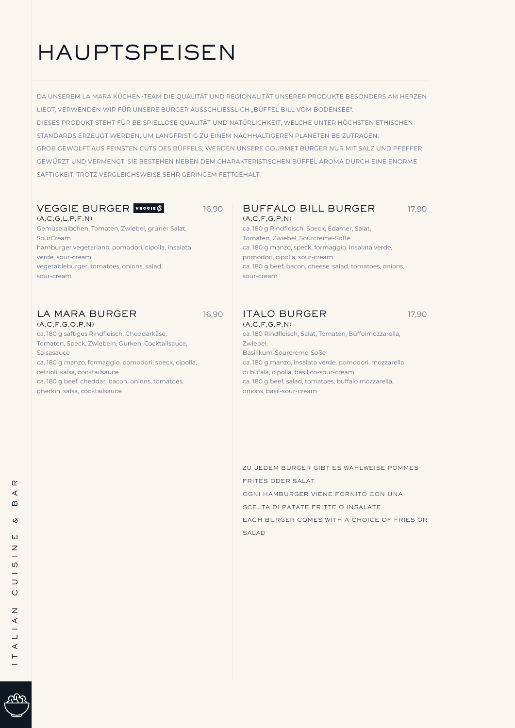# HAUPTSPEISEN

DA UNSEREM LA MARA KÜCHEN-TEAM DIE QUALITÄT UND REGIONALITÄT UNSERER PRODUKTE BESONDERS AM HERZEN LIEGT, VERWENDEN WIR FÜR UNSERE BURGER AUSSCHLIESSLICH „BÜFFEL BILL VOM BODENSEE".
DIESES PRODUKT STEHT FÜR BEISPIELLOSE QUALITÄT UND NATÜRLICHKEIT, WELCHE UNTER HÖCHSTEN ETHISCHEN STANDARDS ERZEUGT WERDEN, UM LANGFRISTIG ZU EINEM NACHHALTIGEREN PLANETEN BEIZUTRAGEN.
GROB GEWOLFT AUS FEINSTEN CUTS DES BÜFFELS, WERDEN UNSERE GOURMET BURGER NUR MIT SALZ UND PFEFFER GEWÜRZT UND VERMENGT. SIE BESTEHEN NEBEN DEM CHARAKTERISTISCHEN BÜFFEL AROMA DURCH EINE ENORME SAFTIGKEIT, TROTZ VERGLEICHSWEISE SEHR GERINGEM FETTGEHALT.

## VEGGIE BURGER VEGGIE — 16,90

(A,C,G,L,P,F,N)

Gemüselaibchen, Tomaten, Zwiebel, grüner Salat, SourCream
hamburger vegetariano, pomodori, cipolla, insalata verde, sour-cream
vegetableburger, tomatoes, onions, salad, sour-cream

## LA MARA BURGER — 16,90

(A,C,F,G,O,P,N)

ca. 180 g saftiges Rindfleisch, Cheddarkäse, Tomaten, Speck, Zwiebeln, Gurken, Cocktailsauce, Salsasauce
ca. 180 g manzo, formaggio, pomodori, speck, cipolla, cetrioli, salsa, cocktailsauce
ca. 180 g beef, cheddar, bacon, onions, tomatoes, gherkin, salsa, cocktailsauce

## BUFFALO BILL BURGER — 17,90

(A,C,F,G,P,N)

ca. 180 g Rindfleisch, Speck, Edamer, Salat, Tomaten, Zwiebel, Sourcreme-Soße
ca. 180 g manzo, speck, formaggio, insalata verde, pomodori, cipolla, sour-cream
ca. 180 g beef, bacon, cheese, salad, tomatoes, onions, sour-cream

## ITALO BURGER — 17,90

(A,C,F,G,P,N)

ca. 180 Rindfleisch, Salat, Tomaten, Büffelmozzarella, Zwiebel,
Basilikum-Sourcreme-Soße
ca. 180 g manzo, insalata verde, pomodori, mozzarella di bufala, cipolla, basilico-sour-cream
ca. 180 g beef, salad, tomatoes, buffalo mozzarella, onions, basil-sour-cream

ZU JEDEM BURGER GIBT ES WAHLWEISE POMMES FRITES ODER SALAT
OGNI HAMBURGER VIENE FORNITO CON UNA SCELTA DI PATATE FRITTE O INSALATE
EACH BURGER COMES WITH A CHOICE OF FRIES OR SALAD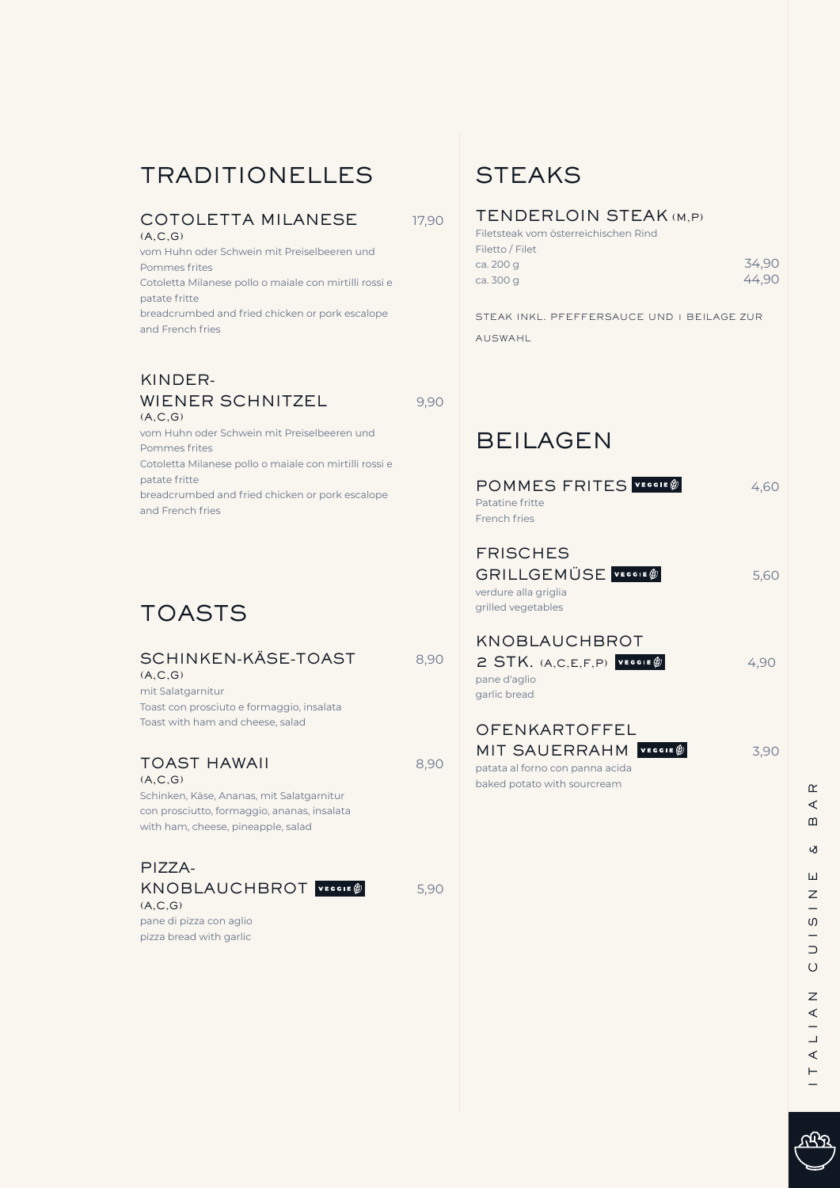## TRADITIONELLES

### COTOLETTA MILANESE — 17,90
(A,C,G)
vom Huhn oder Schwein mit Preiselbeeren und Pommes frites
Cotoletta Milanese pollo o maiale con mirtilli rossi e patate fritte
breadcrumbed and fried chicken or pork escalope and French fries

### KINDER-WIENER SCHNITZEL — 9,90
(A,C,G)
vom Huhn oder Schwein mit Preiselbeeren und Pommes frites
Cotoletta Milanese pollo o maiale con mirtilli rossi e patate fritte
breadcrumbed and fried chicken or pork escalope and French fries

## TOASTS

### SCHINKEN-KÄSE-TOAST — 8,90
(A,C,G)
mit Salatgarnitur
Toast con prosciuto e formaggio, insalata
Toast with ham and cheese, salad

### TOAST HAWAII — 8,90
(A,C,G)
Schinken, Käse, Ananas, mit Salatgarnitur
con prosciutto, formaggio, ananas, insalata
with ham, cheese, pineapple, salad

### PIZZA-KNOBLAUCHBROT VEGGIE — 5,90
(A,C,G)
pane di pizza con aglio
pizza bread with garlic

## STEAKS

### TENDERLOIN STEAK (M,P)
Filetsteak vom österreichischen Rind
Filetto / Filet
ca. 200 g — 34,90
ca. 300 g — 44,90

STEAK INKL. PFEFFERSAUCE UND 1 BEILAGE ZUR AUSWAHL

## BEILAGEN

### POMMES FRITES VEGGIE — 4,60
Patatine fritte
French fries

### FRISCHES GRILLGEMÜSE VEGGIE — 5,60
verdure alla griglia
grilled vegetables

### KNOBLAUCHBROT 2 STK. (A,C,E,F,P) VEGGIE — 4,90
pane d'aglio
garlic bread

### OFENKARTOFFEL MIT SAUERRAHM VEGGIE — 3,90
patata al forno con panna acida
baked potato with sourcream

ITALIAN CUISINE & BAR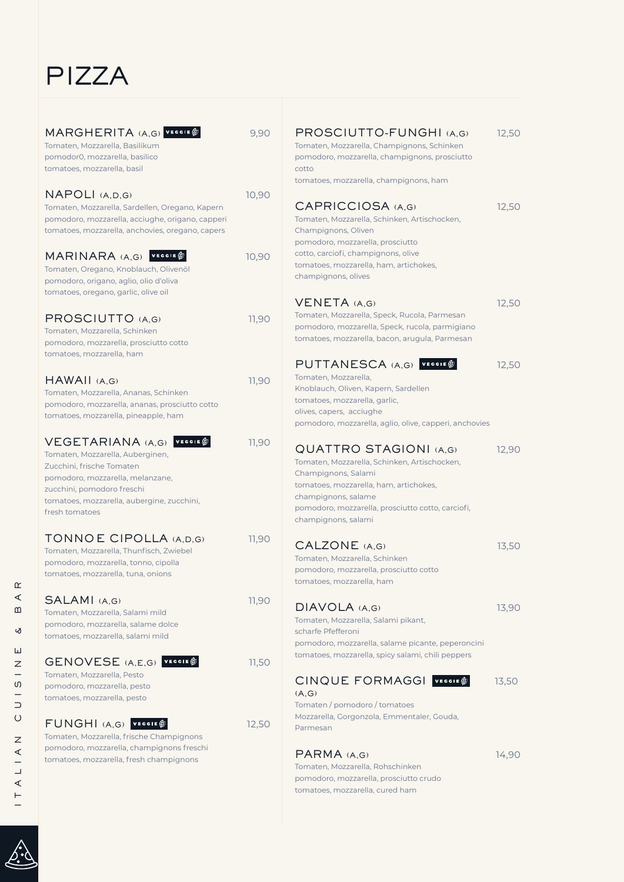# PIZZA

### MARGHERITA (A,G) VEGGIE — 9,90
Tomaten, Mozzarella, Basilikum
pomodor0, mozzarella, basilico
tomatoes, mozzarella, basil

### NAPOLI (A,D,G) — 10,90
Tomaten, Mozzarella, Sardellen, Oregano, Kapern
pomodoro, mozzarella, acciughe, origano, capperi
tomatoes, mozzarella, anchovies, oregano, capers

### MARINARA (A,G) VEGGIE — 10,90
Tomaten, Oregano, Knoblauch, Olivenöl
pomodoro, origano, aglio, olio d'oliva
tomatoes, oregano, garlic, olive oil

### PROSCIUTTO (A,G) — 11,90
Tomaten, Mozzarella, Schinken
pomodoro, mozzarella, prosciutto cotto
tomatoes, mozzarella, ham

### HAWAII (A,G) — 11,90
Tomaten, Mozzarella, Ananas, Schinken
pomodoro, mozzarella, ananas, prosciutto cotto
tomatoes, mozzarella, pineapple, ham

### VEGETARIANA (A,G) VEGGIE — 11,90
Tomaten, Mozzarella, Auberginen, Zucchini, frische Tomaten
pomodoro, mozzarella, melanzane, zucchini, pomodoro freschi
tomatoes, mozzarella, aubergine, zucchini, fresh tomatoes

### TONNO E CIPOLLA (A,D,G) — 11,90
Tomaten, Mozzarella, Thunfisch, Zwiebel
pomodoro, mozzarella, tonno, cipolla
tomatoes, mozzarella, tuna, onions

### SALAMI (A,G) — 11,90
Tomaten, Mozzarella, Salami mild
pomodoro, mozzarella, salame dolce
tomatoes, mozzarella, salami mild

### GENOVESE (A,E,G) VEGGIE — 11,50
Tomaten, Mozzarella, Pesto
pomodoro, mozzarella, pesto
tomatoes, mozzarella, pesto

### FUNGHI (A,G) VEGGIE — 12,50
Tomaten, Mozzarella, frische Champignons
pomodoro, mozzarella, champignons freschi
tomatoes, mozzarella, fresh champignons

### PROSCIUTTO-FUNGHI (A,G) — 12,50
Tomaten, Mozzarella, Champignons, Schinken
pomodoro, mozzarella, champignons, prosciutto cotto
tomatoes, mozzarella, champignons, ham

### CAPRICCIOSA (A,G) — 12,50
Tomaten, Mozzarella, Schinken, Artischocken, Champignons, Oliven
pomodoro, mozzarella, prosciutto cotto, carciofi, champignons, olive
tomatoes, mozzarella, ham, artichokes, champignons, olives

### VENETA (A,G) — 12,50
Tomaten, Mozzarella, Speck, Rucola, Parmesan
pomodoro, mozzarella, Speck, rucola, parmigiano
tomatoes, mozzarella, bacon, arugula, Parmesan

### PUTTANESCA (A,G) VEGGIE — 12,50
Tomaten, Mozzarella, Knoblauch, Oliven, Kapern, Sardellen
tomatoes, mozzarella, garlic, olives, capers, acciughe
pomodoro, mozzarella, aglio, olive, capperi, anchovies

### QUATTRO STAGIONI (A,G) — 12,90
Tomaten, Mozzarella, Schinken, Artischocken, Champignons, Salami
tomatoes, mozzarella, ham, artichokes, champignons, salame
pomodoro, mozzarella, prosciutto cotto, carciofi, champignons, salami

### CALZONE (A,G) — 13,50
Tomaten, Mozzarella, Schinken
pomodoro, mozzarella, prosciutto cotto
tomatoes, mozzarella, ham

### DIAVOLA (A,G) — 13,90
Tomaten, Mozzarella, Salami pikant, scharfe Pfefferoni
pomodoro, mozzarella, salame picante, peperoncini
tomatoes, mozzarella, spicy salami, chili peppers

### CINQUE FORMAGGI VEGGIE (A,G) — 13,50
Tomaten / pomodoro / tomatoes
Mozzarella, Gorgonzola, Emmentaler, Gouda, Parmesan

### PARMA (A,G) — 14,90
Tomaten, Mozzarella, Rohschinken
pomodoro, mozzarella, prosciutto crudo
tomatoes, mozzarella, cured ham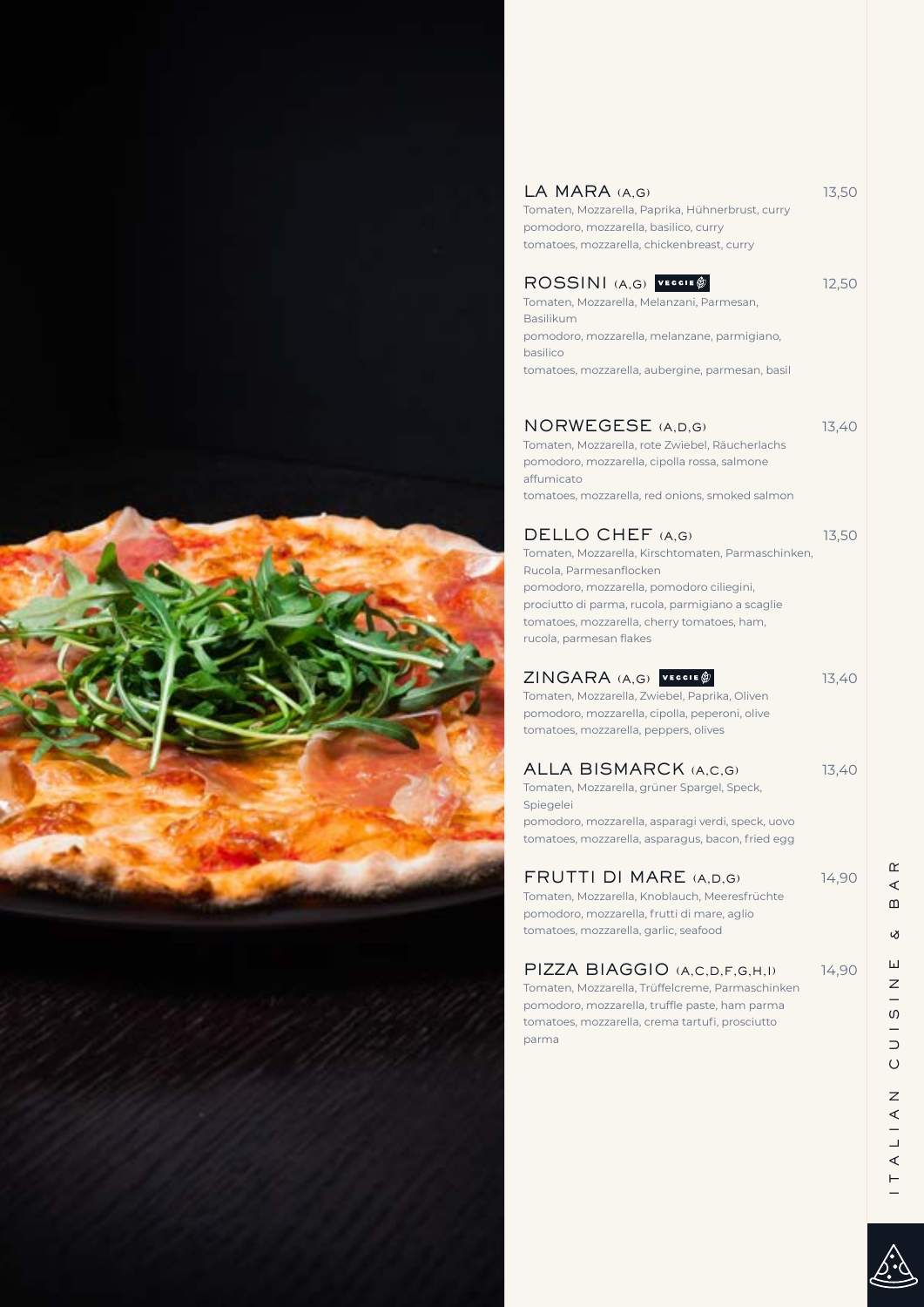## LA MARA (A,G) — 13,50

Tomaten, Mozzarella, Paprika, Hühnerbrust, curry
pomodoro, mozzarella, basilico, curry
tomatoes, mozzarella, chickenbreast, curry

## ROSSINI (A,G) VEGGIE — 12,50

Tomaten, Mozzarella, Melanzani, Parmesan, Basilikum
pomodoro, mozzarella, melanzane, parmigiano, basilico
tomatoes, mozzarella, aubergine, parmesan, basil

## NORWEGESE (A,D,G) — 13,40

Tomaten, Mozzarella, rote Zwiebel, Räucherlachs
pomodoro, mozzarella, cipolla rossa, salmone affumicato
tomatoes, mozzarella, red onions, smoked salmon

## DELLO CHEF (A,G) — 13,50

Tomaten, Mozzarella, Kirschtomaten, Parmaschinken, Rucola, Parmesanflocken
pomodoro, mozzarella, pomodoro ciliegini, prociutto di parma, rucola, parmigiano a scaglie
tomatoes, mozzarella, cherry tomatoes, ham, rucola, parmesan flakes

## ZINGARA (A,G) VEGGIE — 13,40

Tomaten, Mozzarella, Zwiebel, Paprika, Oliven
pomodoro, mozzarella, cipolla, peperoni, olive
tomatoes, mozzarella, peppers, olives

## ALLA BISMARCK (A,C,G) — 13,40

Tomaten, Mozzarella, grüner Spargel, Speck, Spiegelei
pomodoro, mozzarella, asparagi verdi, speck, uovo
tomatoes, mozzarella, asparagus, bacon, fried egg

## FRUTTI DI MARE (A,D,G) — 14,90

Tomaten, Mozzarella, Knoblauch, Meeresfrüchte
pomodoro, mozzarella, frutti di mare, aglio
tomatoes, mozzarella, garlic, seafood

## PIZZA BIAGGIO (A,C,D,F,G,H,I) — 14,90

Tomaten, Mozzarella, Trüffelcreme, Parmaschinken
pomodoro, mozzarella, truffle paste, ham parma
tomatoes, mozzarella, crema tartufi, prosciutto parma

ITALIAN CUISINE & BAR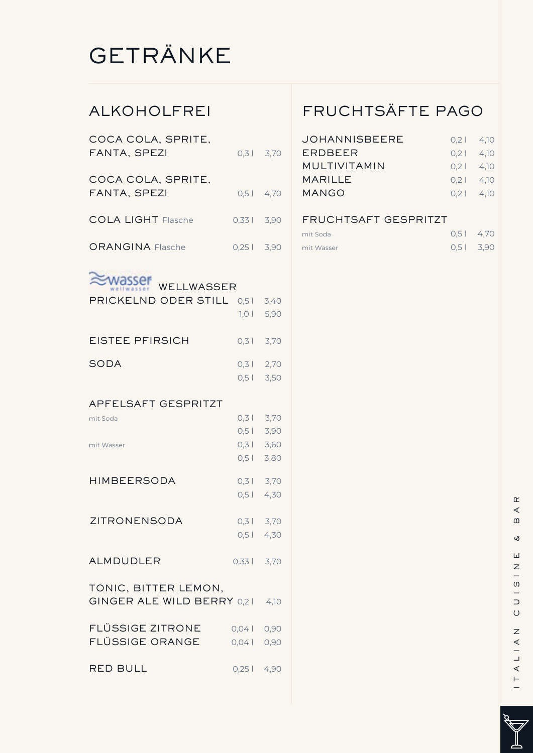# GETRÄNKE

## ALKOHOLFREI

| | | |
|---|---|---|
| COCA COLA, SPRITE, FANTA, SPEZI | 0,3 l | 3,70 |
| COCA COLA, SPRITE, FANTA, SPEZI | 0,5 l | 4,70 |
| COLA LIGHT Flasche | 0,33 l | 3,90 |
| ORANGINA Flasche | 0,25 l | 3,90 |
| WELLWASSER PRICKELND ODER STILL | 0,5 l | 3,40 |
| | 1,0 l | 5,90 |
| EISTEE PFIRSICH | 0,3 l | 3,70 |
| SODA | 0,3 l | 2,70 |
| | 0,5 l | 3,50 |
| APFELSAFT GESPRITZT | | |
| mit Soda | 0,3 l | 3,70 |
| | 0,5 l | 3,90 |
| mit Wasser | 0,3 l | 3,60 |
| | 0,5 l | 3,80 |
| HIMBEERSODA | 0,3 l | 3,70 |
| | 0,5 l | 4,30 |
| ZITRONENSODA | 0,3 l | 3,70 |
| | 0,5 l | 4,30 |
| ALMDUDLER | 0,33 l | 3,70 |
| TONIC, BITTER LEMON, GINGER ALE WILD BERRY | 0,2 l | 4,10 |
| FLÜSSIGE ZITRONE | 0,04 l | 0,90 |
| FLÜSSIGE ORANGE | 0,04 l | 0,90 |
| RED BULL | 0,25 l | 4,90 |

## FRUCHTSÄFTE PAGO

| | | |
|---|---|---|
| JOHANNISBEERE | 0,2 l | 4,10 |
| ERDBEER | 0,2 l | 4,10 |
| MULTIVITAMIN | 0,2 l | 4,10 |
| MARILLE | 0,2 l | 4,10 |
| MANGO | 0,2 l | 4,10 |
| FRUCHTSAFT GESPRITZT | | |
| mit Soda | 0,5 l | 4,70 |
| mit Wasser | 0,5 l | 3,90 |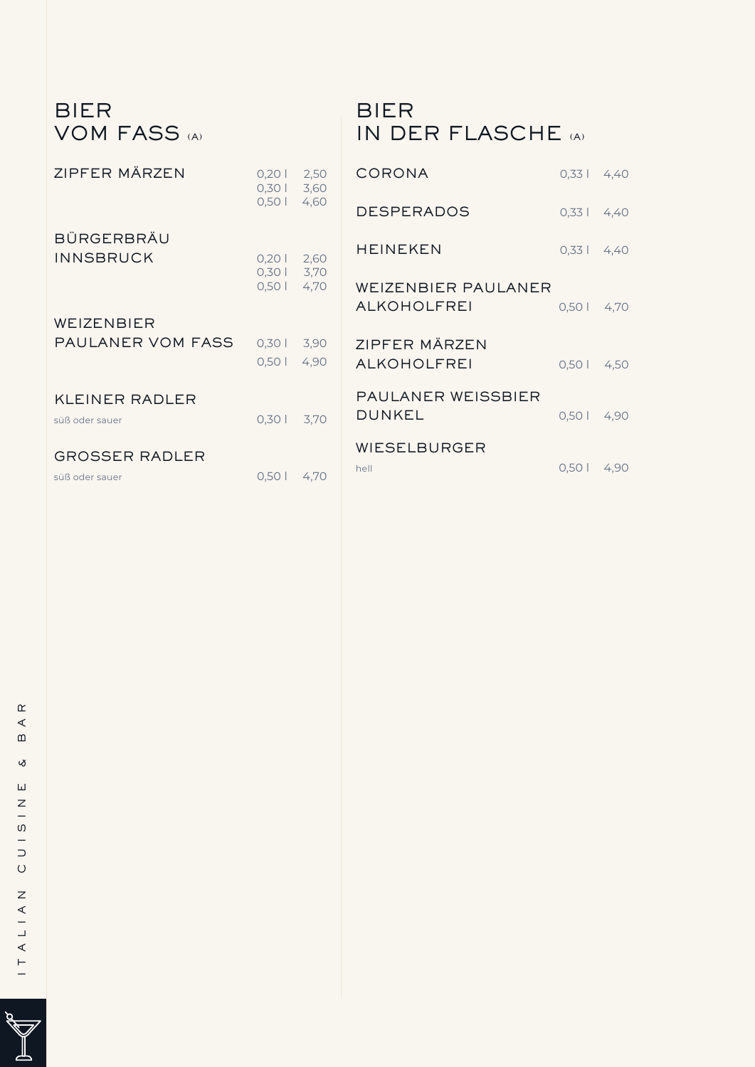## BIER VOM FASS (A)

| | | |
|---|---|---|
| ZIPFER MÄRZEN | 0,20 l | 2,50 |
| | 0,30 l | 3,60 |
| | 0,50 l | 4,60 |
| BÜRGERBRÄU INNSBRUCK | 0,20 l | 2,60 |
| | 0,30 l | 3,70 |
| | 0,50 l | 4,70 |
| WEIZENBIER PAULANER VOM FASS | 0,30 l | 3,90 |
| | 0,50 l | 4,90 |
| KLEINER RADLER<br>süß oder sauer | 0,30 l | 3,70 |
| GROSSER RADLER<br>süß oder sauer | 0,50 l | 4,70 |

## BIER IN DER FLASCHE (A)

| | | |
|---|---|---|
| CORONA | 0,33 l | 4,40 |
| DESPERADOS | 0,33 l | 4,40 |
| HEINEKEN | 0,33 l | 4,40 |
| WEIZENBIER PAULANER ALKOHOLFREI | 0,50 l | 4,70 |
| ZIPFER MÄRZEN ALKOHOLFREI | 0,50 l | 4,50 |
| PAULANER WEISSBIER DUNKEL | 0,50 l | 4,90 |
| WIESELBURGER<br>hell | 0,50 l | 4,90 |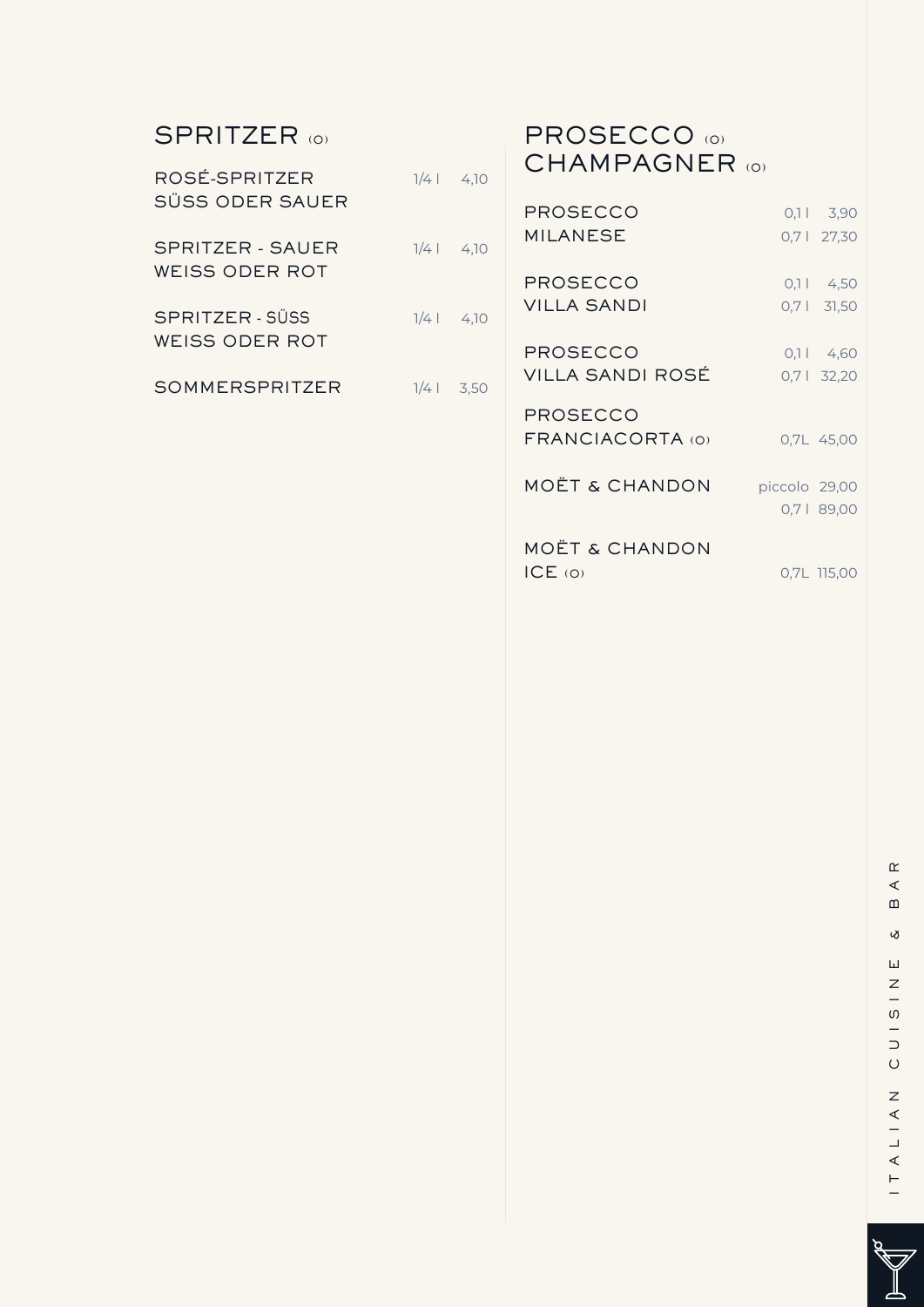## SPRITZER (O)

| | | |
|---|---|---|
| ROSÉ-SPRITZER SÜSS ODER SAUER | 1/4 l | 4,10 |
| SPRITZER - SAUER WEISS ODER ROT | 1/4 l | 4,10 |
| SPRITZER - SÜSS WEISS ODER ROT | 1/4 l | 4,10 |
| SOMMERSPRITZER | 1/4 l | 3,50 |

## PROSECCO (O) CHAMPAGNER (O)

| | | |
|---|---|---|
| PROSECCO MILANESE | 0,1 l | 3,90 |
| | 0,7 l | 27,30 |
| PROSECCO VILLA SANDI | 0,1 l | 4,50 |
| | 0,7 l | 31,50 |
| PROSECCO VILLA SANDI ROSÉ | 0,1 l | 4,60 |
| | 0,7 l | 32,20 |
| PROSECCO FRANCIACORTA (O) | 0,7L | 45,00 |
| MOËT & CHANDON | piccolo | 29,00 |
| | 0,7 l | 89,00 |
| MOËT & CHANDON ICE (O) | 0,7L | 115,00 |

ITALIAN CUISINE & BAR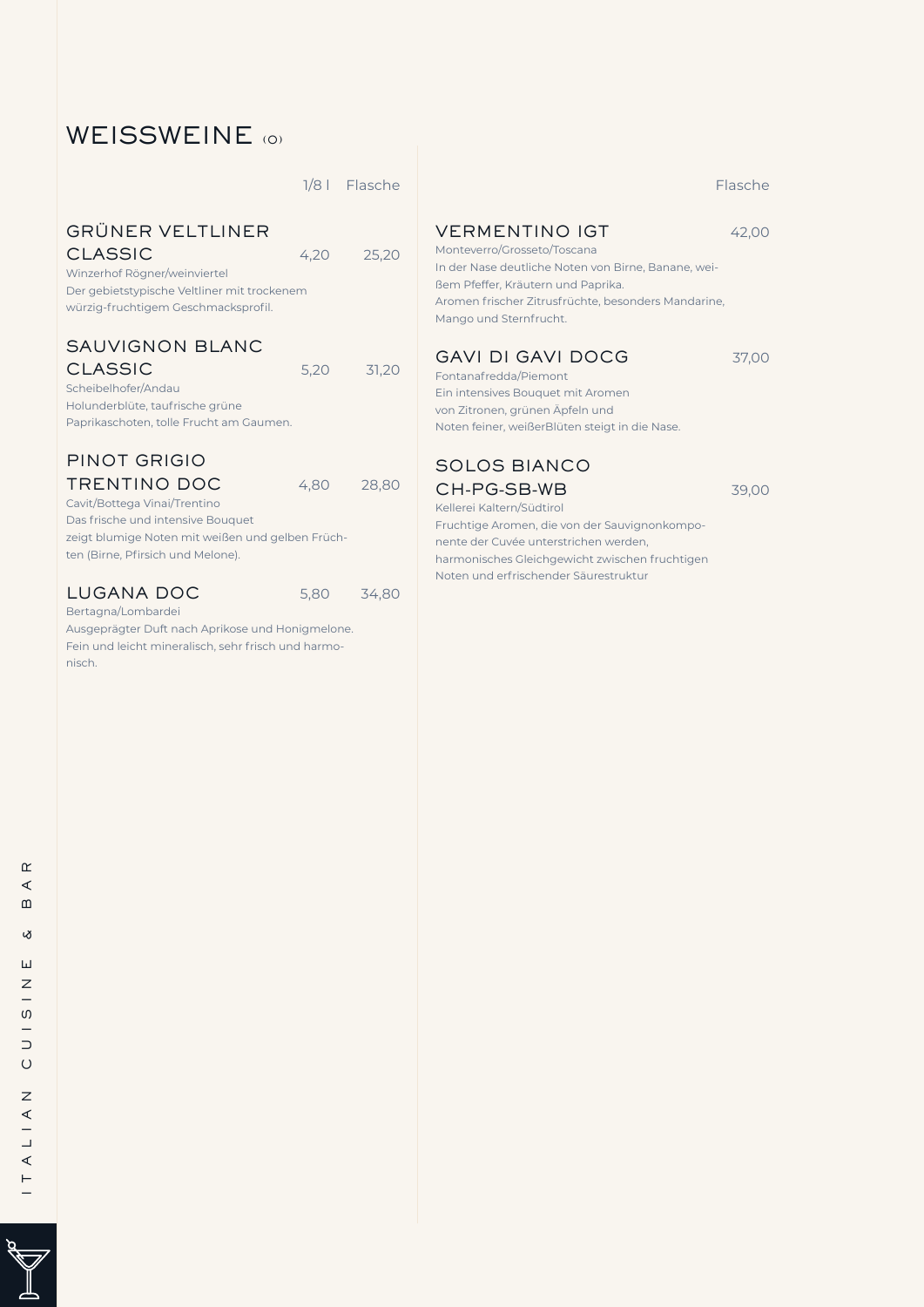# WEISSWEINE (O)

| | 1/8 l | Flasche |
|---|---|---|
| **GRÜNER VELTLINER CLASSIC**<br>Winzerhof Rögner/weinviertel<br>Der gebietstypische Veltliner mit trockenem würzig-fruchtigem Geschmacksprofil. | 4,20 | 25,20 |
| **SAUVIGNON BLANC CLASSIC**<br>Scheibelhofer/Andau<br>Holunderblüte, taufrische grüne Paprikaschoten, tolle Frucht am Gaumen. | 5,20 | 31,20 |
| **PINOT GRIGIO TRENTINO DOC**<br>Cavit/Bottega Vinai/Trentino<br>Das frische und intensive Bouquet zeigt blumige Noten mit weißen und gelben Früchten (Birne, Pfirsich und Melone). | 4,80 | 28,80 |
| **LUGANA DOC**<br>Bertagna/Lombardei<br>Ausgeprägter Duft nach Aprikose und Honigmelone. Fein und leicht mineralisch, sehr frisch und harmonisch. | 5,80 | 34,80 |

| | Flasche |
|---|---|
| **VERMENTINO IGT**<br>Monteverro/Grosseto/Toscana<br>In der Nase deutliche Noten von Birne, Banane, weißem Pfeffer, Kräutern und Paprika.<br>Aromen frischer Zitrusfrüchte, besonders Mandarine, Mango und Sternfrucht. | 42,00 |
| **GAVI DI GAVI DOCG**<br>Fontanafredda/Piemont<br>Ein intensives Bouquet mit Aromen von Zitronen, grünen Äpfeln und Noten feiner, weißerBlüten steigt in die Nase. | 37,00 |
| **SOLOS BIANCO CH-PG-SB-WB**<br>Kellerei Kaltern/Südtirol<br>Fruchtige Aromen, die von der Sauvignonkomponente der Cuvée unterstrichen werden, harmonisches Gleichgewicht zwischen fruchtigen Noten und erfrischender Säurestruktur | 39,00 |

ITALIAN CUISINE & BAR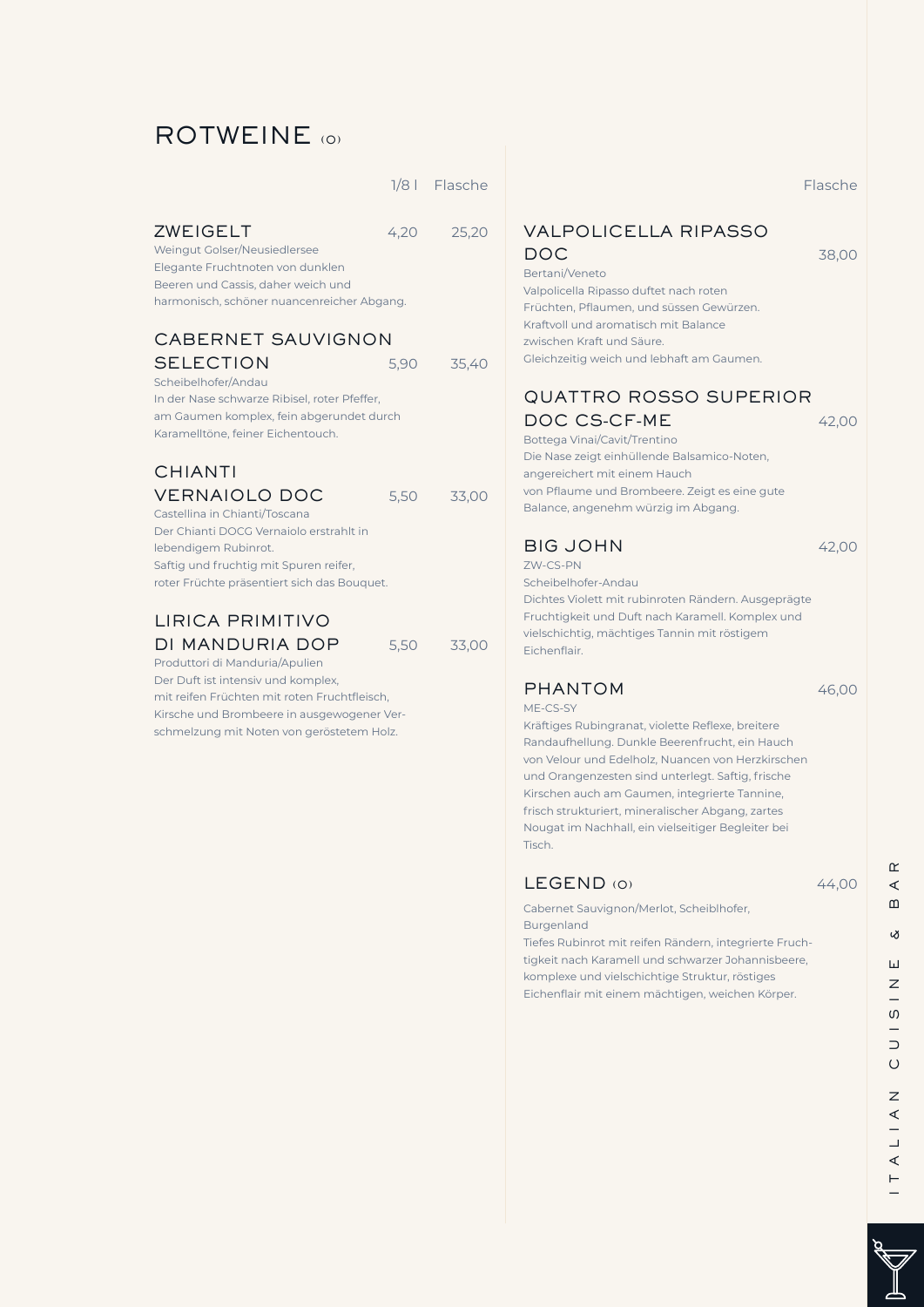# ROTWEINE (O)

| | 1/8 l | Flasche |
|---|---|---|
| **ZWEIGELT** | 4,20 | 25,20 |
| **CABERNET SAUVIGNON SELECTION** | 5,90 | 35,40 |
| **CHIANTI VERNAIOLO DOC** | 5,50 | 33,00 |
| **LIRICA PRIMITIVO DI MANDURIA DOP** | 5,50 | 33,00 |

### ZWEIGELT — 4,20 (1/8 l) | 25,20 (Flasche)

Weingut Golser/Neusiedlersee
Elegante Fruchtnoten von dunklen Beeren und Cassis, daher weich und harmonisch, schöner nuancenreicher Abgang.

### CABERNET SAUVIGNON SELECTION — 5,90 (1/8 l) | 35,40 (Flasche)

Scheibelhofer/Andau
In der Nase schwarze Ribisel, roter Pfeffer, am Gaumen komplex, fein abgerundet durch Karamelltöne, feiner Eichentouch.

### CHIANTI VERNAIOLO DOC — 5,50 (1/8 l) | 33,00 (Flasche)

Castellina in Chianti/Toscana
Der Chianti DOCG Vernaiolo erstrahlt in lebendigem Rubinrot.
Saftig und fruchtig mit Spuren reifer, roter Früchte präsentiert sich das Bouquet.

### LIRICA PRIMITIVO DI MANDURIA DOP — 5,50 (1/8 l) | 33,00 (Flasche)

Produttori di Manduria/Apulien
Der Duft ist intensiv und komplex, mit reifen Früchten mit roten Fruchtfleisch, Kirsche und Brombeere in ausgewogener Verschmelzung mit Noten von geröstetem Holz.

| | Flasche |
|---|---|
| **VALPOLICELLA RIPASSO DOC** | 38,00 |
| **QUATTRO ROSSO SUPERIOR DOC CS-CF-ME** | 42,00 |
| **BIG JOHN** | 42,00 |
| **PHANTOM** | 46,00 |
| **LEGEND (O)** | 44,00 |

### VALPOLICELLA RIPASSO DOC — 38,00 (Flasche)

Bertani/Veneto
Valpolicella Ripasso duftet nach roten Früchten, Pflaumen, und süssen Gewürzen.
Kraftvoll und aromatisch mit Balance zwischen Kraft und Säure.
Gleichzeitig weich und lebhaft am Gaumen.

### QUATTRO ROSSO SUPERIOR DOC CS-CF-ME — 42,00 (Flasche)

Bottega Vinai/Cavit/Trentino
Die Nase zeigt einhüllende Balsamico-Noten, angereichert mit einem Hauch von Pflaume und Brombeere. Zeigt es eine gute Balance, angenehm würzig im Abgang.

### BIG JOHN — 42,00 (Flasche)

ZW-CS-PN
Scheibelhofer-Andau
Dichtes Violett mit rubinroten Rändern. Ausgeprägte Fruchtigkeit und Duft nach Karamell. Komplex und vielschichtig, mächtiges Tannin mit röstigem Eichenflair.

### PHANTOM — 46,00 (Flasche)

ME-CS-SY
Kräftiges Rubingranat, violette Reflexe, breitere Randaufhellung. Dunkle Beerenfrucht, ein Hauch von Velour und Edelholz, Nuancen von Herzkirschen und Orangenzesten sind unterlegt. Saftig, frische Kirschen auch am Gaumen, integrierte Tannine, frisch strukturiert, mineralischer Abgang, zartes Nougat im Nachhall, ein vielseitiger Begleiter bei Tisch.

### LEGEND (O) — 44,00 (Flasche)

Cabernet Sauvignon/Merlot, Scheiblhofer, Burgenland
Tiefes Rubinrot mit reifen Rändern, integrierte Fruchtigkeit nach Karamell und schwarzer Johannisbeere, komplexe und vielschichtige Struktur, röstiges Eichenflair mit einem mächtigen, weichen Körper.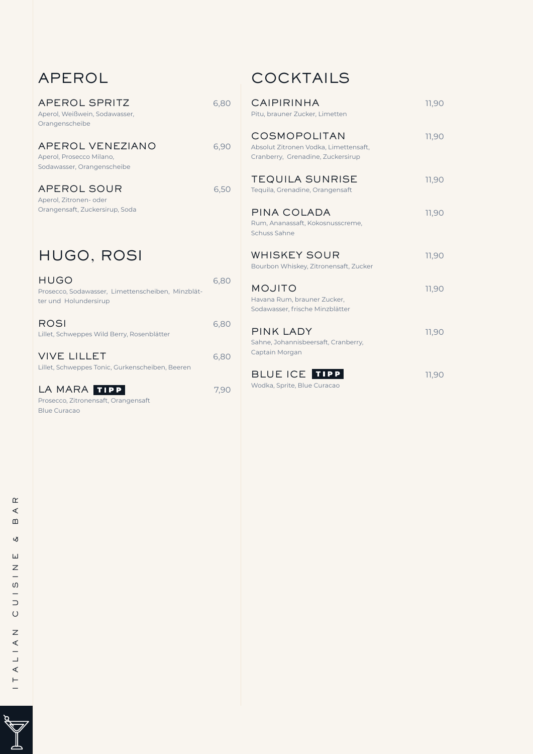## APEROL

### APEROL SPRITZ — 6,80
Aperol, Weißwein, Sodawasser, Orangenscheibe

### APEROL VENEZIANO — 6,90
Aperol, Prosecco Milano, Sodawasser, Orangenscheibe

### APEROL SOUR — 6,50
Aperol, Zitronen- oder Orangensaft, Zuckersirup, Soda

## HUGO, ROSI

### HUGO — 6,80
Prosecco, Sodawasser, Limettenscheiben, Minzblätter und Holundersirup

### ROSI — 6,80
Lillet, Schweppes Wild Berry, Rosenblätter

### VIVE LILLET — 6,80
Lillet, Schweppes Tonic, Gurkenscheiben, Beeren

### LA MARA **TIPP** — 7,90
Prosecco, Zitronensaft, Orangensaft Blue Curacao

## COCKTAILS

### CAIPIRINHA — 11,90
Pitu, brauner Zucker, Limetten

### COSMOPOLITAN — 11,90
Absolut Zitronen Vodka, Limettensaft, Cranberry, Grenadine, Zuckersirup

### TEQUILA SUNRISE — 11,90
Tequila, Grenadine, Orangensaft

### PINA COLADA — 11,90
Rum, Ananassaft, Kokosnusscreme, Schuss Sahne

### WHISKEY SOUR — 11,90
Bourbon Whiskey, Zitronensaft, Zucker

### MOJITO — 11,90
Havana Rum, brauner Zucker, Sodawasser, frische Minzblätter

### PINK LADY — 11,90
Sahne, Johannisbeersaft, Cranberry, Captain Morgan

### BLUE ICE **TIPP** — 11,90
Wodka, Sprite, Blue Curacao

ITALIAN CUISINE & BAR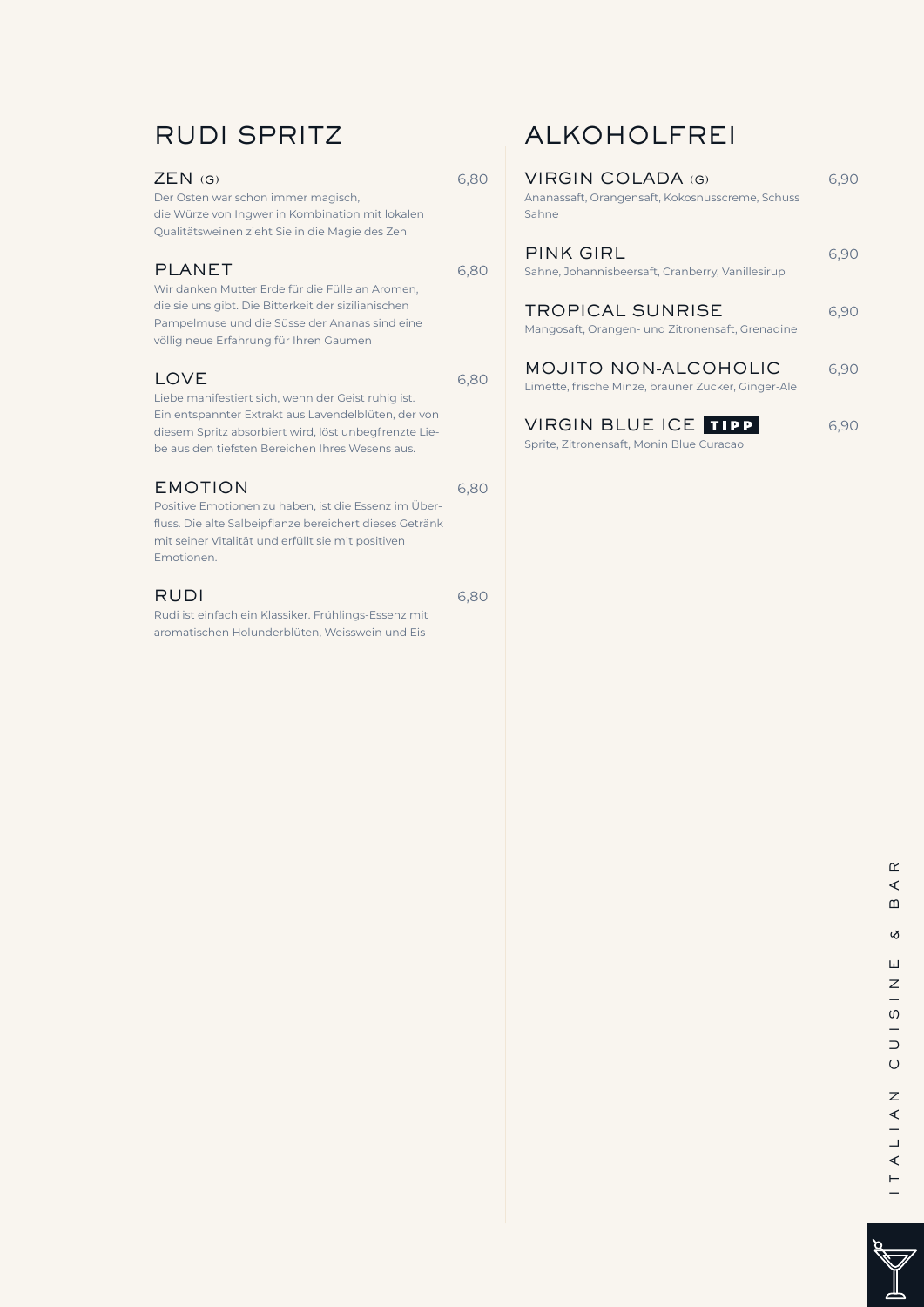## RUDI SPRITZ

### ZEN (G) — 6,80

Der Osten war schon immer magisch,
die Würze von Ingwer in Kombination mit lokalen Qualitätsweinen zieht Sie in die Magie des Zen

### PLANET — 6,80

Wir danken Mutter Erde für die Fülle an Aromen, die sie uns gibt. Die Bitterkeit der sizilianischen Pampelmuse und die Süsse der Ananas sind eine völlig neue Erfahrung für Ihren Gaumen

### LOVE — 6,80

Liebe manifestiert sich, wenn der Geist ruhig ist.
Ein entspannter Extrakt aus Lavendelblüten, der von diesem Spritz absorbiert wird, löst unbegfrenzte Liebe aus den tiefsten Bereichen Ihres Wesens aus.

### EMOTION — 6,80

Positive Emotionen zu haben, ist die Essenz im Überfluss. Die alte Salbeipflanze bereichert dieses Getränk mit seiner Vitalität und erfüllt sie mit positiven Emotionen.

### RUDI — 6,80

Rudi ist einfach ein Klassiker. Frühlings-Essenz mit aromatischen Holunderblüten, Weisswein und Eis

## ALKOHOLFREI

### VIRGIN COLADA (G) — 6,90

Ananassaft, Orangensaft, Kokosnusscreme, Schuss Sahne

### PINK GIRL — 6,90

Sahne, Johannisbeersaft, Cranberry, Vanillesirup

### TROPICAL SUNRISE — 6,90

Mangosaft, Orangen- und Zitronensaft, Grenadine

### MOJITO NON-ALCOHOLIC — 6,90

Limette, frische Minze, brauner Zucker, Ginger-Ale

### VIRGIN BLUE ICE **TIPP** — 6,90

Sprite, Zitronensaft, Monin Blue Curacao

ITALIAN CUISINE & BAR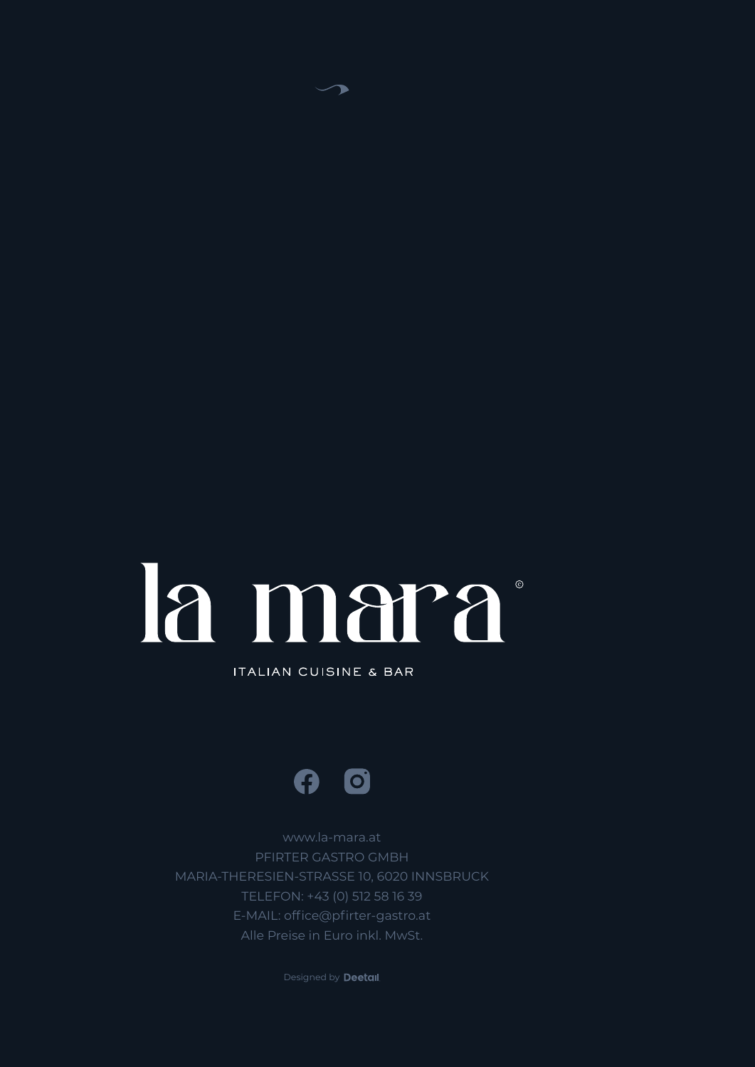# la mara©

ITALIAN CUISINE & BAR

www.la-mara.at
PFIRTER GASTRO GMBH
MARIA-THERESIEN-STRASSE 10, 6020 INNSBRUCK
TELEFON: +43 (0) 512 58 16 39
E-MAIL: office@pfirter-gastro.at
Alle Preise in Euro inkl. MwSt.

Designed by Deetail.